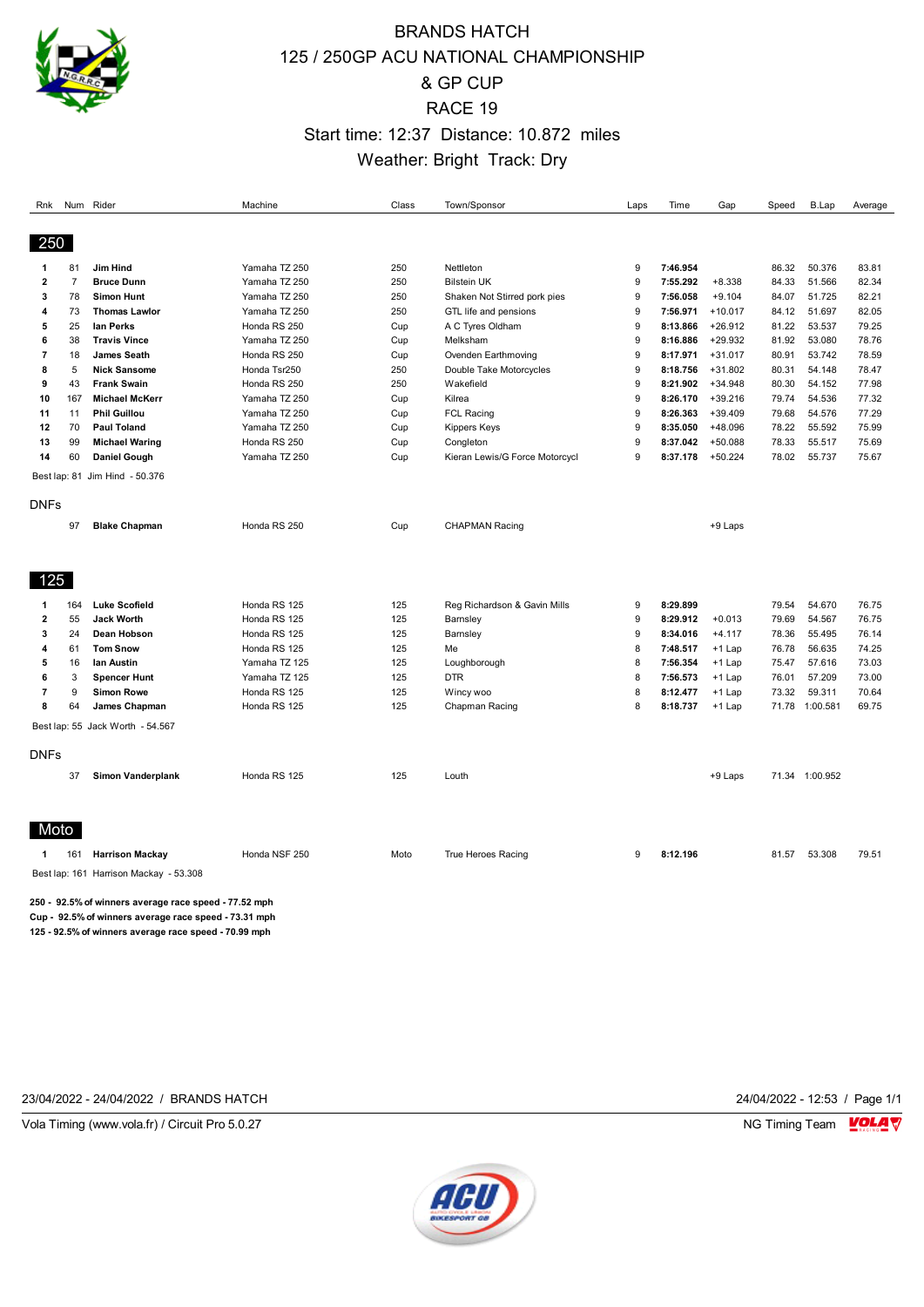# BRANDS HATCH
# 125 / 250GP ACU NATIONAL CHAMPIONSHIP
# & GP CUP
# RACE 19

Start time: 12:37 Distance: 10.872 miles

Weather: Bright Track: Dry

## 250

| Rnk | Num | Rider | Machine | Class | Town/Sponsor | Laps | Time | Gap | Speed | B.Lap | Average |
|---|---|---|---|---|---|---|---|---|---|---|---|
| 1 | 81 | **Jim Hind** | Yamaha TZ 250 | 250 | Nettleton | 9 | **7:46.954** | | 86.32 | 50.376 | 83.81 |
| 2 | 7 | **Bruce Dunn** | Yamaha TZ 250 | 250 | Bilstein UK | 9 | **7:55.292** | +8.338 | 84.33 | 51.566 | 82.34 |
| 3 | 78 | **Simon Hunt** | Yamaha TZ 250 | 250 | Shaken Not Stirred pork pies | 9 | **7:56.058** | +9.104 | 84.07 | 51.725 | 82.21 |
| 4 | 73 | **Thomas Lawlor** | Yamaha TZ 250 | 250 | GTL life and pensions | 9 | **7:56.971** | +10.017 | 84.12 | 51.697 | 82.05 |
| 5 | 25 | **Ian Perks** | Honda RS 250 | Cup | A C Tyres Oldham | 9 | **8:13.866** | +26.912 | 81.22 | 53.537 | 79.25 |
| 6 | 38 | **Travis Vince** | Yamaha TZ 250 | Cup | Melksham | 9 | **8:16.886** | +29.932 | 81.92 | 53.080 | 78.76 |
| 7 | 18 | **James Seath** | Honda RS 250 | Cup | Ovenden Earthmoving | 9 | **8:17.971** | +31.017 | 80.91 | 53.742 | 78.59 |
| 8 | 5 | **Nick Sansome** | Honda Tsr250 | 250 | Double Take Motorcycles | 9 | **8:18.756** | +31.802 | 80.31 | 54.148 | 78.47 |
| 9 | 43 | **Frank Swain** | Honda RS 250 | 250 | Wakefield | 9 | **8:21.902** | +34.948 | 80.30 | 54.152 | 77.98 |
| 10 | 167 | **Michael McKerr** | Yamaha TZ 250 | Cup | Kilrea | 9 | **8:26.170** | +39.216 | 79.74 | 54.536 | 77.32 |
| 11 | 11 | **Phil Guillou** | Yamaha TZ 250 | Cup | FCL Racing | 9 | **8:26.363** | +39.409 | 79.68 | 54.576 | 77.29 |
| 12 | 70 | **Paul Toland** | Yamaha TZ 250 | Cup | Kippers Keys | 9 | **8:35.050** | +48.096 | 78.22 | 55.592 | 75.99 |
| 13 | 99 | **Michael Waring** | Honda RS 250 | Cup | Congleton | 9 | **8:37.042** | +50.088 | 78.33 | 55.517 | 75.69 |
| 14 | 60 | **Daniel Gough** | Yamaha TZ 250 | Cup | Kieran Lewis/G Force Motorcycl | 9 | **8:37.178** | +50.224 | 78.02 | 55.737 | 75.67 |

Best lap: 81 Jim Hind - 50.376

### DNFs

| Rnk | Num | Rider | Machine | Class | Town/Sponsor | Laps | Time | Gap | Speed | B.Lap | Average |
|---|---|---|---|---|---|---|---|---|---|---|---|
| | 97 | **Blake Chapman** | Honda RS 250 | Cup | CHAPMAN Racing | | | +9 Laps | | | |

## 125

| Rnk | Num | Rider | Machine | Class | Town/Sponsor | Laps | Time | Gap | Speed | B.Lap | Average |
|---|---|---|---|---|---|---|---|---|---|---|---|
| 1 | 164 | **Luke Scofield** | Honda RS 125 | 125 | Reg Richardson & Gavin Mills | 9 | **8:29.899** | | 79.54 | 54.670 | 76.75 |
| 2 | 55 | **Jack Worth** | Honda RS 125 | 125 | Barnsley | 9 | **8:29.912** | +0.013 | 79.69 | 54.567 | 76.75 |
| 3 | 24 | **Dean Hobson** | Honda RS 125 | 125 | Barnsley | 9 | **8:34.016** | +4.117 | 78.36 | 55.495 | 76.14 |
| 4 | 61 | **Tom Snow** | Honda RS 125 | 125 | Me | 8 | **7:48.517** | +1 Lap | 76.78 | 56.635 | 74.25 |
| 5 | 16 | **Ian Austin** | Yamaha TZ 125 | 125 | Loughborough | 8 | **7:56.354** | +1 Lap | 75.47 | 57.616 | 73.03 |
| 6 | 3 | **Spencer Hunt** | Yamaha TZ 125 | 125 | DTR | 8 | **7:56.573** | +1 Lap | 76.01 | 57.209 | 73.00 |
| 7 | 9 | **Simon Rowe** | Honda RS 125 | 125 | Wincy woo | 8 | **8:12.477** | +1 Lap | 73.32 | 59.311 | 70.64 |
| 8 | 64 | **James Chapman** | Honda RS 125 | 125 | Chapman Racing | 8 | **8:18.737** | +1 Lap | 71.78 | 1:00.581 | 69.75 |

Best lap: 55 Jack Worth - 54.567

### DNFs

| Rnk | Num | Rider | Machine | Class | Town/Sponsor | Laps | Time | Gap | Speed | B.Lap | Average |
|---|---|---|---|---|---|---|---|---|---|---|---|
| | 37 | **Simon Vanderplank** | Honda RS 125 | 125 | Louth | | | +9 Laps | 71.34 | 1:00.952 | |

## Moto

| Rnk | Num | Rider | Machine | Class | Town/Sponsor | Laps | Time | Gap | Speed | B.Lap | Average |
|---|---|---|---|---|---|---|---|---|---|---|---|
| 1 | 161 | **Harrison Mackay** | Honda NSF 250 | Moto | True Heroes Racing | 9 | **8:12.196** | | 81.57 | 53.308 | 79.51 |

Best lap: 161 Harrison Mackay - 53.308

**250 - 92.5% of winners average race speed - 77.52 mph**

**Cup - 92.5% of winners average race speed - 73.31 mph**

**125 - 92.5% of winners average race speed - 70.99 mph**

23/04/2022 - 24/04/2022 / BRANDS HATCH | 24/04/2022 - 12:53

Vola Timing (www.vola.fr) / Circuit Pro 5.0.27 | NG Timing Team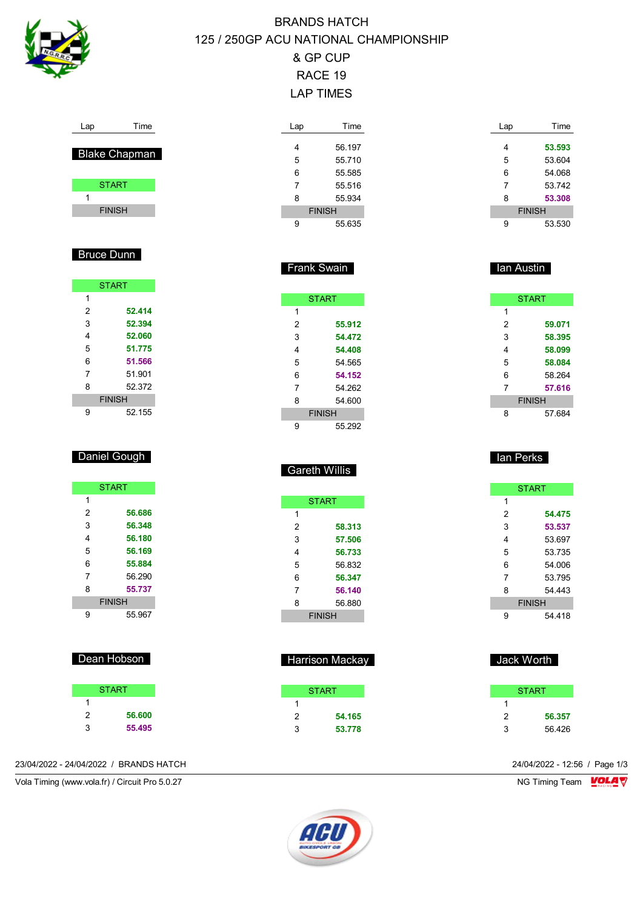# BRANDS HATCH

# 125 / 250GP ACU NATIONAL CHAMPIONSHIP & GP CUP

## RACE 19

## LAP TIMES

### Blake Chapman

| Lap | Time |
|---|---|
| START | |
| 1 | |
| FINISH | |

### (continued)

| Lap | Time |
|---|---|
| 4 | 56.197 |
| 5 | 55.710 |
| 6 | 55.585 |
| 7 | 55.516 |
| 8 | 55.934 |
| FINISH | |
| 9 | 55.635 |

### (continued)

| Lap | Time |
|---|---|
| 4 | 53.593 |
| 5 | 53.604 |
| 6 | 54.068 |
| 7 | 53.742 |
| 8 | 53.308 |
| FINISH | |
| 9 | 53.530 |

### Bruce Dunn

| Lap | Time |
|---|---|
| START | |
| 1 | |
| 2 | 52.414 |
| 3 | 52.394 |
| 4 | 52.060 |
| 5 | 51.775 |
| 6 | 51.566 |
| 7 | 51.901 |
| 8 | 52.372 |
| FINISH | |
| 9 | 52.155 |

### Frank Swain

| Lap | Time |
|---|---|
| START | |
| 1 | |
| 2 | 55.912 |
| 3 | 54.472 |
| 4 | 54.408 |
| 5 | 54.565 |
| 6 | 54.152 |
| 7 | 54.262 |
| 8 | 54.600 |
| FINISH | |
| 9 | 55.292 |

### Ian Austin

| Lap | Time |
|---|---|
| START | |
| 1 | |
| 2 | 59.071 |
| 3 | 58.395 |
| 4 | 58.099 |
| 5 | 58.084 |
| 6 | 58.264 |
| 7 | 57.616 |
| FINISH | |
| 8 | 57.684 |

### Daniel Gough

| Lap | Time |
|---|---|
| START | |
| 1 | |
| 2 | 56.686 |
| 3 | 56.348 |
| 4 | 56.180 |
| 5 | 56.169 |
| 6 | 55.884 |
| 7 | 56.290 |
| 8 | 55.737 |
| FINISH | |
| 9 | 55.967 |

### Gareth Willis

| Lap | Time |
|---|---|
| START | |
| 1 | |
| 2 | 58.313 |
| 3 | 57.506 |
| 4 | 56.733 |
| 5 | 56.832 |
| 6 | 56.347 |
| 7 | 56.140 |
| 8 | 56.880 |
| FINISH | |

### Ian Perks

| Lap | Time |
|---|---|
| START | |
| 1 | |
| 2 | 54.475 |
| 3 | 53.537 |
| 4 | 53.697 |
| 5 | 53.735 |
| 6 | 54.006 |
| 7 | 53.795 |
| 8 | 54.443 |
| FINISH | |
| 9 | 54.418 |

### Dean Hobson

| Lap | Time |
|---|---|
| START | |
| 1 | |
| 2 | 56.600 |
| 3 | 55.495 |

### Harrison Mackay

| Lap | Time |
|---|---|
| START | |
| 1 | |
| 2 | 54.165 |
| 3 | 53.778 |

### Jack Worth

| Lap | Time |
|---|---|
| START | |
| 1 | |
| 2 | 56.357 |
| 3 | 56.426 |

23/04/2022 - 24/04/2022 / BRANDS HATCH

24/04/2022 - 12:56

Vola Timing (www.vola.fr) / Circuit Pro 5.0.27

NG Timing Team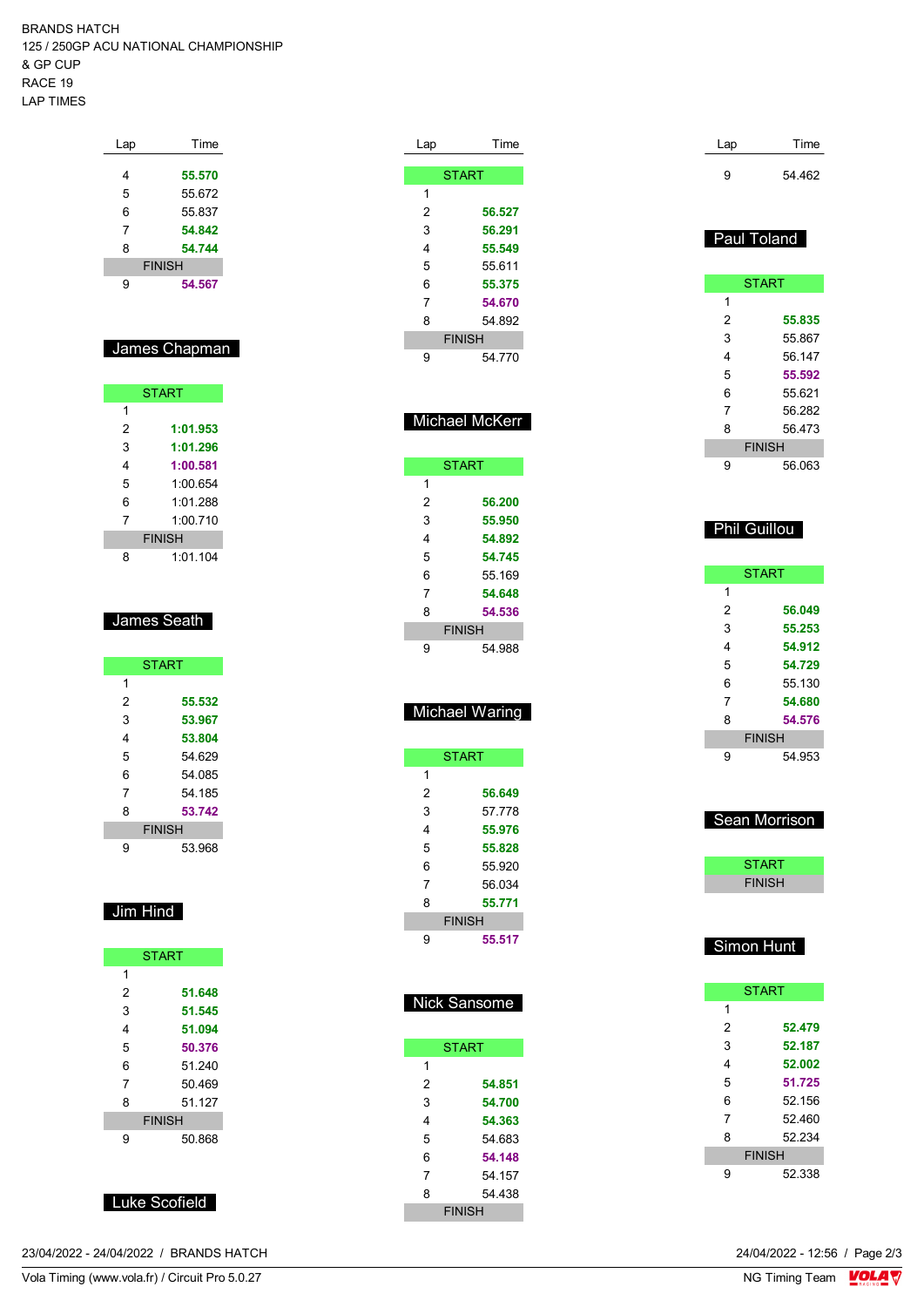BRANDS HATCH
125 / 250GP ACU NATIONAL CHAMPIONSHIP
& GP CUP
RACE 19
LAP TIMES

| Lap | Time |
|---|---|
| 4 | **55.570** |
| 5 | 55.672 |
| 6 | 55.837 |
| 7 | **54.842** |
| 8 | **54.744** |
| FINISH | |
| 9 | **54.567** |

## James Chapman

| Lap | Time |
|---|---|
| START | |
| 1 | |
| 2 | **1:01.953** |
| 3 | **1:01.296** |
| 4 | **1:00.581** |
| 5 | 1:00.654 |
| 6 | 1:01.288 |
| 7 | 1:00.710 |
| FINISH | |
| 8 | 1:01.104 |

## James Seath

| Lap | Time |
|---|---|
| START | |
| 1 | |
| 2 | **55.532** |
| 3 | **53.967** |
| 4 | **53.804** |
| 5 | 54.629 |
| 6 | 54.085 |
| 7 | 54.185 |
| 8 | **53.742** |
| FINISH | |
| 9 | 53.968 |

## Jim Hind

| Lap | Time |
|---|---|
| START | |
| 1 | |
| 2 | **51.648** |
| 3 | **51.545** |
| 4 | **51.094** |
| 5 | **50.376** |
| 6 | 51.240 |
| 7 | 50.469 |
| 8 | 51.127 |
| FINISH | |
| 9 | 50.868 |

## Luke Scofield

| Lap | Time |
|---|---|
| START | |
| 1 | |
| 2 | **56.527** |
| 3 | **56.291** |
| 4 | **55.549** |
| 5 | 55.611 |
| 6 | **55.375** |
| 7 | **54.670** |
| 8 | 54.892 |
| FINISH | |
| 9 | 54.770 |

## Michael McKerr

| Lap | Time |
|---|---|
| START | |
| 1 | |
| 2 | **56.200** |
| 3 | **55.950** |
| 4 | **54.892** |
| 5 | **54.745** |
| 6 | 55.169 |
| 7 | **54.648** |
| 8 | **54.536** |
| FINISH | |
| 9 | 54.988 |

## Michael Waring

| Lap | Time |
|---|---|
| START | |
| 1 | |
| 2 | **56.649** |
| 3 | 57.778 |
| 4 | **55.976** |
| 5 | **55.828** |
| 6 | 55.920 |
| 7 | 56.034 |
| 8 | **55.771** |
| FINISH | |
| 9 | **55.517** |

## Nick Sansome

| Lap | Time |
|---|---|
| START | |
| 1 | |
| 2 | **54.851** |
| 3 | **54.700** |
| 4 | **54.363** |
| 5 | 54.683 |
| 6 | **54.148** |
| 7 | 54.157 |
| 8 | 54.438 |
| FINISH | |
| 9 | 54.462 |

## Paul Toland

| Lap | Time |
|---|---|
| START | |
| 1 | |
| 2 | **55.835** |
| 3 | 55.867 |
| 4 | 56.147 |
| 5 | **55.592** |
| 6 | 55.621 |
| 7 | 56.282 |
| 8 | 56.473 |
| FINISH | |
| 9 | 56.063 |

## Phil Guillou

| Lap | Time |
|---|---|
| START | |
| 1 | |
| 2 | **56.049** |
| 3 | **55.253** |
| 4 | **54.912** |
| 5 | **54.729** |
| 6 | 55.130 |
| 7 | **54.680** |
| 8 | **54.576** |
| FINISH | |
| 9 | 54.953 |

## Sean Morrison

| Lap | Time |
|---|---|
| START | |
| FINISH | |

## Simon Hunt

| Lap | Time |
|---|---|
| START | |
| 1 | |
| 2 | **52.479** |
| 3 | **52.187** |
| 4 | **52.002** |
| 5 | **51.725** |
| 6 | 52.156 |
| 7 | 52.460 |
| 8 | 52.234 |
| FINISH | |
| 9 | 52.338 |

23/04/2022 - 24/04/2022 / BRANDS HATCH

Vola Timing (www.vola.fr) / Circuit Pro 5.0.27

24/04/2022 - 12:56

NG Timing Team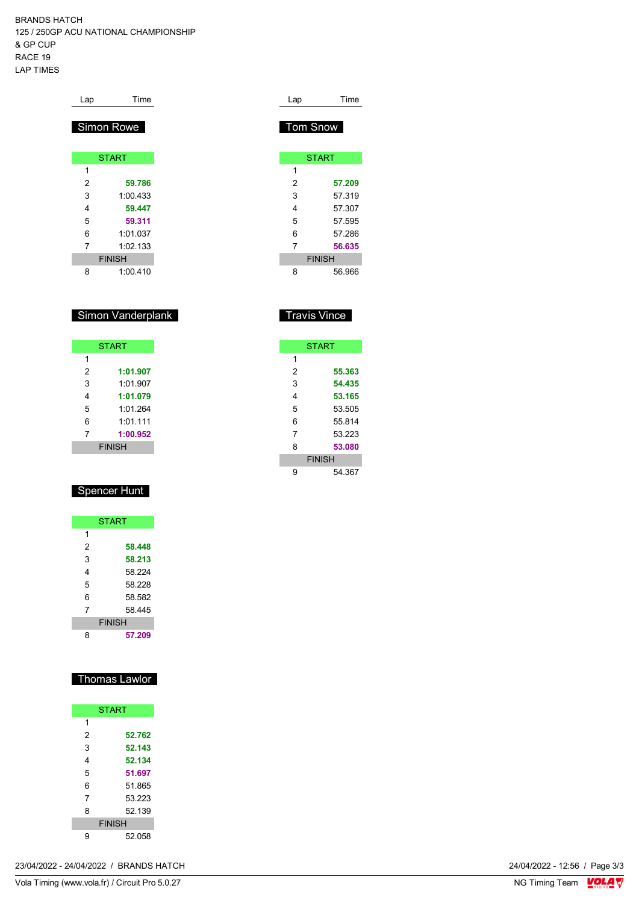BRANDS HATCH
125 / 250GP ACU NATIONAL CHAMPIONSHIP
& GP CUP
RACE 19
LAP TIMES

### Simon Rowe

| Lap | Time |
|---|---|
| START | |
| 1 | |
| 2 | **59.786** |
| 3 | 1:00.433 |
| 4 | **59.447** |
| 5 | **59.311** |
| 6 | 1:01.037 |
| 7 | 1:02.133 |
| FINISH | |
| 8 | 1:00.410 |

### Simon Vanderplank

| Lap | Time |
|---|---|
| START | |
| 1 | |
| 2 | **1:01.907** |
| 3 | 1:01.907 |
| 4 | **1:01.079** |
| 5 | 1:01.264 |
| 6 | 1:01.111 |
| 7 | **1:00.952** |
| FINISH | |

### Spencer Hunt

| Lap | Time |
|---|---|
| START | |
| 1 | |
| 2 | **58.448** |
| 3 | **58.213** |
| 4 | 58.224 |
| 5 | 58.228 |
| 6 | 58.582 |
| 7 | 58.445 |
| FINISH | |
| 8 | **57.209** |

### Thomas Lawlor

| Lap | Time |
|---|---|
| START | |
| 1 | |
| 2 | **52.762** |
| 3 | **52.143** |
| 4 | **52.134** |
| 5 | **51.697** |
| 6 | 51.865 |
| 7 | 53.223 |
| 8 | 52.139 |
| FINISH | |
| 9 | 52.058 |

### Tom Snow

| Lap | Time |
|---|---|
| START | |
| 1 | |
| 2 | **57.209** |
| 3 | 57.319 |
| 4 | 57.307 |
| 5 | 57.595 |
| 6 | 57.286 |
| 7 | **56.635** |
| FINISH | |
| 8 | 56.966 |

### Travis Vince

| Lap | Time |
|---|---|
| START | |
| 1 | |
| 2 | **55.363** |
| 3 | **54.435** |
| 4 | **53.165** |
| 5 | 53.505 |
| 6 | 55.814 |
| 7 | 53.223 |
| 8 | **53.080** |
| FINISH | |
| 9 | 54.367 |

23/04/2022 - 24/04/2022 / BRANDS HATCH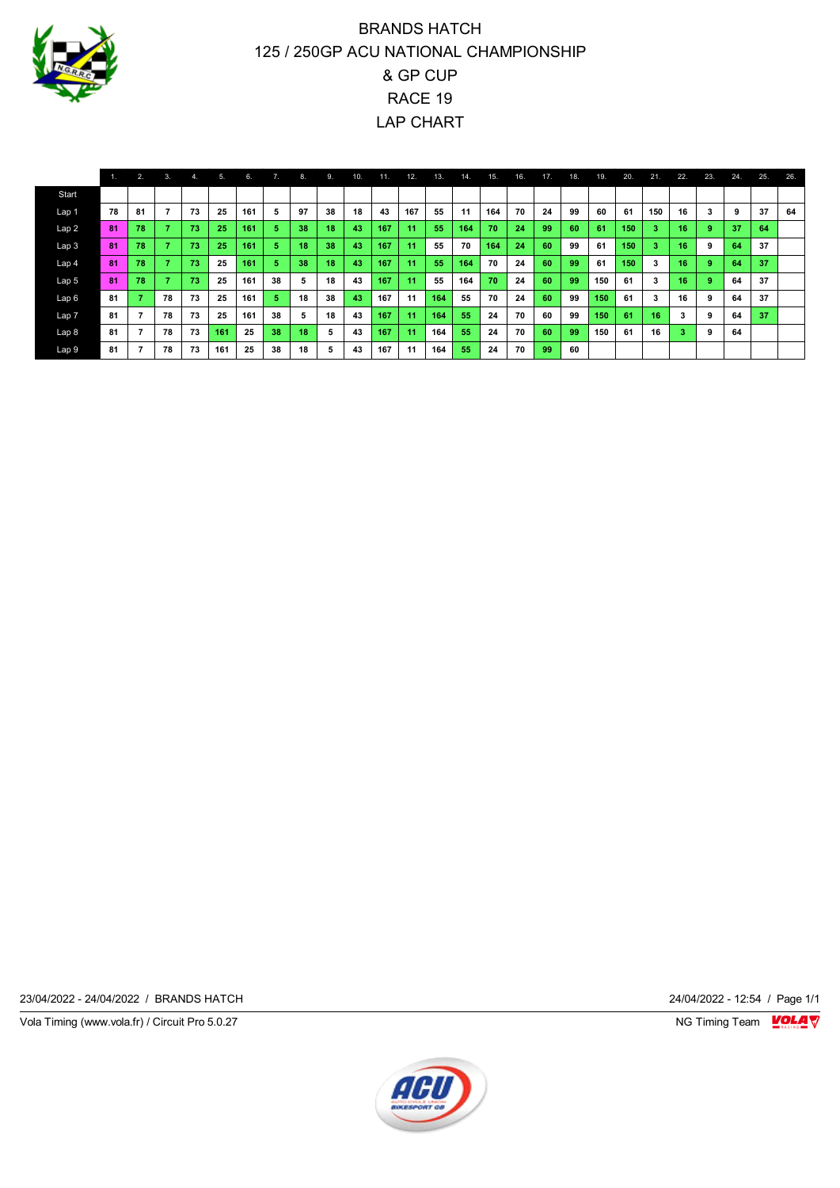# BRANDS HATCH
## 125 / 250GP ACU NATIONAL CHAMPIONSHIP
## & GP CUP
## RACE 19
## LAP CHART

| | 1. | 2. | 3. | 4. | 5. | 6. | 7. | 8. | 9. | 10. | 11. | 12. | 13. | 14. | 15. | 16. | 17. | 18. | 19. | 20. | 21. | 22. | 23. | 24. | 25. | 26. |
|---|---|---|---|---|---|---|---|---|---|---|---|---|---|---|---|---|---|---|---|---|---|---|---|---|---|---|
| Start | | | | | | | | | | | | | | | | | | | | | | | | | | |
| Lap 1 | 78 | 81 | 7 | 73 | 25 | 161 | 5 | 97 | 38 | 18 | 43 | 167 | 55 | 11 | 164 | 70 | 24 | 99 | 60 | 61 | 150 | 16 | 3 | 9 | 37 | 64 |
| Lap 2 | 81 | 78 | 7 | 73 | 25 | 161 | 5 | 38 | 18 | 43 | 167 | 11 | 55 | 164 | 70 | 24 | 99 | 60 | 61 | 150 | 3 | 16 | 9 | 37 | 64 | |
| Lap 3 | 81 | 78 | 7 | 73 | 25 | 161 | 5 | 18 | 38 | 43 | 167 | 11 | 55 | 70 | 164 | 24 | 60 | 99 | 61 | 150 | 3 | 16 | 9 | 64 | 37 | |
| Lap 4 | 81 | 78 | 7 | 73 | 25 | 161 | 5 | 38 | 18 | 43 | 167 | 11 | 55 | 164 | 70 | 24 | 60 | 99 | 61 | 150 | 3 | 16 | 9 | 64 | 37 | |
| Lap 5 | 81 | 78 | 7 | 73 | 25 | 161 | 38 | 5 | 18 | 43 | 167 | 11 | 55 | 164 | 70 | 24 | 60 | 99 | 150 | 61 | 3 | 16 | 9 | 64 | 37 | |
| Lap 6 | 81 | 7 | 78 | 73 | 25 | 161 | 5 | 18 | 38 | 43 | 167 | 11 | 164 | 55 | 70 | 24 | 60 | 99 | 150 | 61 | 3 | 16 | 9 | 64 | 37 | |
| Lap 7 | 81 | 7 | 78 | 73 | 25 | 161 | 38 | 5 | 18 | 43 | 167 | 11 | 164 | 55 | 24 | 70 | 60 | 99 | 150 | 61 | 16 | 3 | 9 | 64 | 37 | |
| Lap 8 | 81 | 7 | 78 | 73 | 161 | 25 | 38 | 18 | 5 | 43 | 167 | 11 | 164 | 55 | 24 | 70 | 60 | 99 | 150 | 61 | 16 | 3 | 9 | 64 | | |
| Lap 9 | 81 | 7 | 78 | 73 | 161 | 25 | 38 | 18 | 5 | 43 | 167 | 11 | 164 | 55 | 24 | 70 | 99 | 60 | | | | | | | | |

23/04/2022 - 24/04/2022 / BRANDS HATCH

24/04/2022 - 12:54 / Page 1/1

Vola Timing (www.vola.fr) / Circuit Pro 5.0.27

NG Timing Team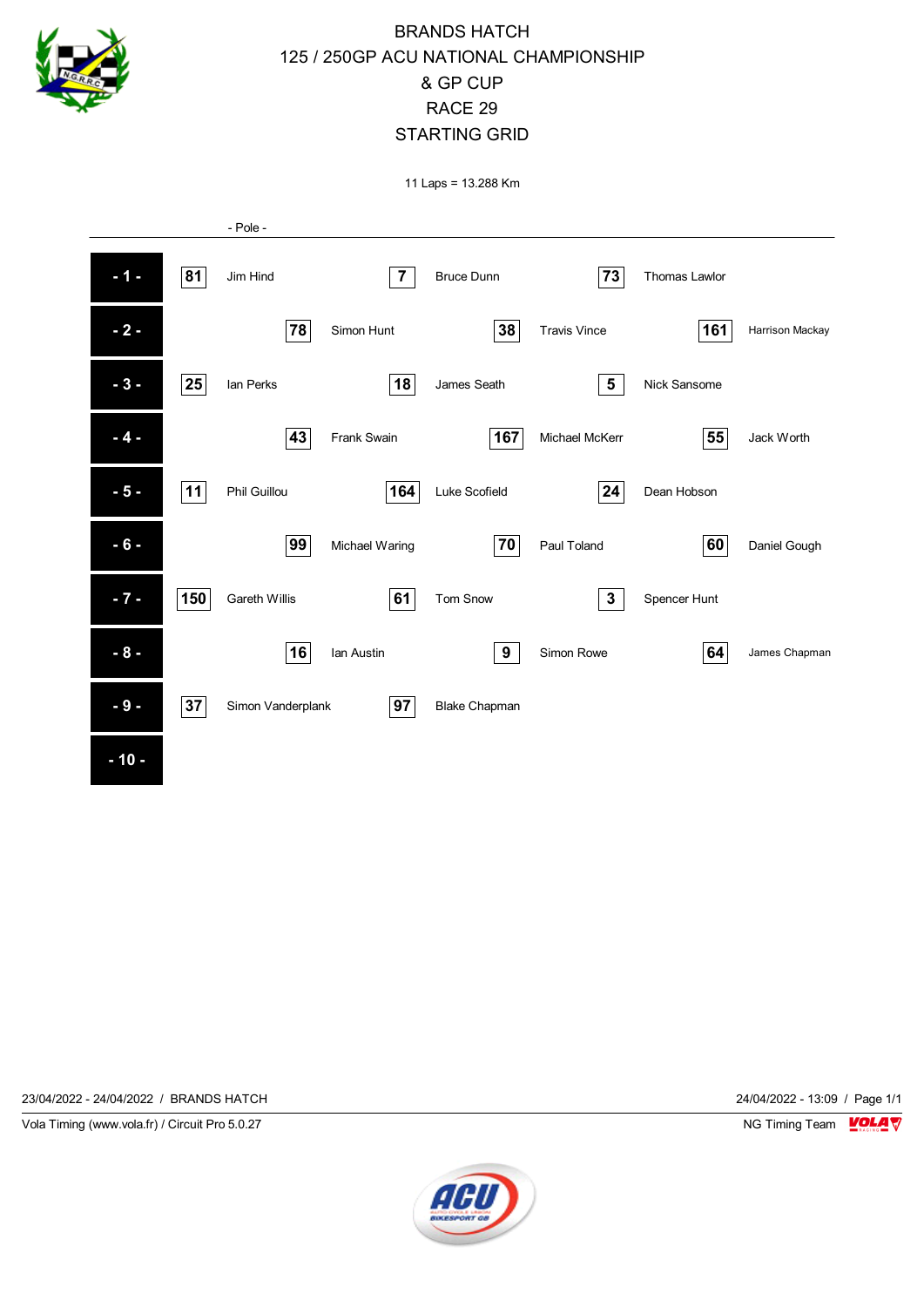# BRANDS HATCH
## 125 / 250GP ACU NATIONAL CHAMPIONSHIP
## & GP CUP
## RACE 29
## STARTING GRID

11 Laps = 13.288 Km

- Pole -

| Row | No. | Rider | No. | Rider | No. | Rider |
|---|---|---|---|---|---|---|
| - 1 - | 81 | Jim Hind | 7 | Bruce Dunn | 73 | Thomas Lawlor |
| - 2 - | 78 | Simon Hunt | 38 | Travis Vince | 161 | Harrison Mackay |
| - 3 - | 25 | Ian Perks | 18 | James Seath | 5 | Nick Sansome |
| - 4 - | 43 | Frank Swain | 167 | Michael McKerr | 55 | Jack Worth |
| - 5 - | 11 | Phil Guillou | 164 | Luke Scofield | 24 | Dean Hobson |
| - 6 - | 99 | Michael Waring | 70 | Paul Toland | 60 | Daniel Gough |
| - 7 - | 150 | Gareth Willis | 61 | Tom Snow | 3 | Spencer Hunt |
| - 8 - | 16 | Ian Austin | 9 | Simon Rowe | 64 | James Chapman |
| - 9 - | 37 | Simon Vanderplank | 97 | Blake Chapman | | |
| - 10 - | | | | | | |

23/04/2022 - 24/04/2022 / BRANDS HATCH

24/04/2022 - 13:09

Vola Timing (www.vola.fr) / Circuit Pro 5.0.27

NG Timing Team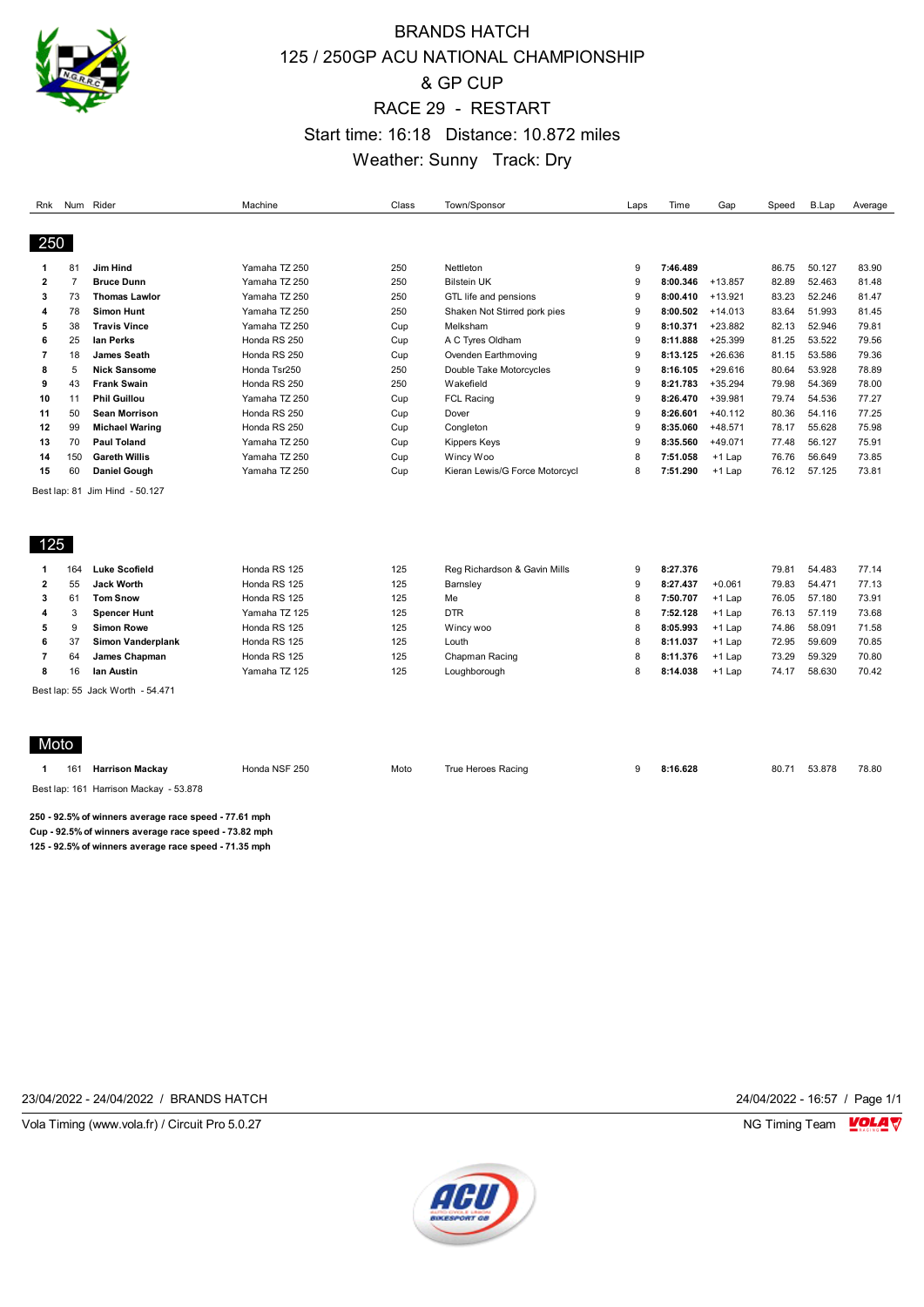# BRANDS HATCH

## 125 / 250GP ACU NATIONAL CHAMPIONSHIP & GP CUP

## RACE 29 - RESTART

Start time: 16:18 Distance: 10.872 miles

Weather: Sunny Track: Dry

### 250

| Rnk | Num | Rider | Machine | Class | Town/Sponsor | Laps | Time | Gap | Speed | B.Lap | Average |
|---|---|---|---|---|---|---|---|---|---|---|---|
| 1 | 81 | **Jim Hind** | Yamaha TZ 250 | 250 | Nettleton | 9 | **7:46.489** | | 86.75 | 50.127 | 83.90 |
| 2 | 7 | **Bruce Dunn** | Yamaha TZ 250 | 250 | Bilstein UK | 9 | **8:00.346** | +13.857 | 82.89 | 52.463 | 81.48 |
| 3 | 73 | **Thomas Lawlor** | Yamaha TZ 250 | 250 | GTL life and pensions | 9 | **8:00.410** | +13.921 | 83.23 | 52.246 | 81.47 |
| 4 | 78 | **Simon Hunt** | Yamaha TZ 250 | 250 | Shaken Not Stirred pork pies | 9 | **8:00.502** | +14.013 | 83.64 | 51.993 | 81.45 |
| 5 | 38 | **Travis Vince** | Yamaha TZ 250 | Cup | Melksham | 9 | **8:10.371** | +23.882 | 82.13 | 52.946 | 79.81 |
| 6 | 25 | **Ian Perks** | Honda RS 250 | Cup | A C Tyres Oldham | 9 | **8:11.888** | +25.399 | 81.25 | 53.522 | 79.56 |
| 7 | 18 | **James Seath** | Honda RS 250 | Cup | Ovenden Earthmoving | 9 | **8:13.125** | +26.636 | 81.15 | 53.586 | 79.36 |
| 8 | 5 | **Nick Sansome** | Honda Tsr250 | 250 | Double Take Motorcycles | 9 | **8:16.105** | +29.616 | 80.64 | 53.928 | 78.89 |
| 9 | 43 | **Frank Swain** | Honda RS 250 | 250 | Wakefield | 9 | **8:21.783** | +35.294 | 79.98 | 54.369 | 78.00 |
| 10 | 11 | **Phil Guillou** | Yamaha TZ 250 | Cup | FCL Racing | 9 | **8:26.470** | +39.981 | 79.74 | 54.536 | 77.27 |
| 11 | 50 | **Sean Morrison** | Honda RS 250 | Cup | Dover | 9 | **8:26.601** | +40.112 | 80.36 | 54.116 | 77.25 |
| 12 | 99 | **Michael Waring** | Honda RS 250 | Cup | Congleton | 9 | **8:35.060** | +48.571 | 78.17 | 55.628 | 75.98 |
| 13 | 70 | **Paul Toland** | Yamaha TZ 250 | Cup | Kippers Keys | 9 | **8:35.560** | +49.071 | 77.48 | 56.127 | 75.91 |
| 14 | 150 | **Gareth Willis** | Yamaha TZ 250 | Cup | Wincy Woo | 8 | **7:51.058** | +1 Lap | 76.76 | 56.649 | 73.85 |
| 15 | 60 | **Daniel Gough** | Yamaha TZ 250 | Cup | Kieran Lewis/G Force Motorcycl | 8 | **7:51.290** | +1 Lap | 76.12 | 57.125 | 73.81 |

Best lap: 81 Jim Hind - 50.127

### 125

| Rnk | Num | Rider | Machine | Class | Town/Sponsor | Laps | Time | Gap | Speed | B.Lap | Average |
|---|---|---|---|---|---|---|---|---|---|---|---|
| 1 | 164 | **Luke Scofield** | Honda RS 125 | 125 | Reg Richardson & Gavin Mills | 9 | **8:27.376** | | 79.81 | 54.483 | 77.14 |
| 2 | 55 | **Jack Worth** | Honda RS 125 | 125 | Barnsley | 9 | **8:27.437** | +0.061 | 79.83 | 54.471 | 77.13 |
| 3 | 61 | **Tom Snow** | Honda RS 125 | 125 | Me | 8 | **7:50.707** | +1 Lap | 76.05 | 57.180 | 73.91 |
| 4 | 3 | **Spencer Hunt** | Yamaha TZ 125 | 125 | DTR | 8 | **7:52.128** | +1 Lap | 76.13 | 57.119 | 73.68 |
| 5 | 9 | **Simon Rowe** | Honda RS 125 | 125 | Wincy woo | 8 | **8:05.993** | +1 Lap | 74.86 | 58.091 | 71.58 |
| 6 | 37 | **Simon Vanderplank** | Honda RS 125 | 125 | Louth | 8 | **8:11.037** | +1 Lap | 72.95 | 59.609 | 70.85 |
| 7 | 64 | **James Chapman** | Honda RS 125 | 125 | Chapman Racing | 8 | **8:11.376** | +1 Lap | 73.29 | 59.329 | 70.80 |
| 8 | 16 | **Ian Austin** | Yamaha TZ 125 | 125 | Loughborough | 8 | **8:14.038** | +1 Lap | 74.17 | 58.630 | 70.42 |

Best lap: 55 Jack Worth - 54.471

### Moto

| Rnk | Num | Rider | Machine | Class | Town/Sponsor | Laps | Time | Gap | Speed | B.Lap | Average |
|---|---|---|---|---|---|---|---|---|---|---|---|
| 1 | 161 | **Harrison Mackay** | Honda NSF 250 | Moto | True Heroes Racing | 9 | **8:16.628** | | 80.71 | 53.878 | 78.80 |

Best lap: 161 Harrison Mackay - 53.878

**250 - 92.5% of winners average race speed - 77.61 mph**
**Cup - 92.5% of winners average race speed - 73.82 mph**
**125 - 92.5% of winners average race speed - 71.35 mph**

23/04/2022 - 24/04/2022 / BRANDS HATCH 24/04/2022 - 16:57

Vola Timing (www.vola.fr) / Circuit Pro 5.0.27 NG Timing Team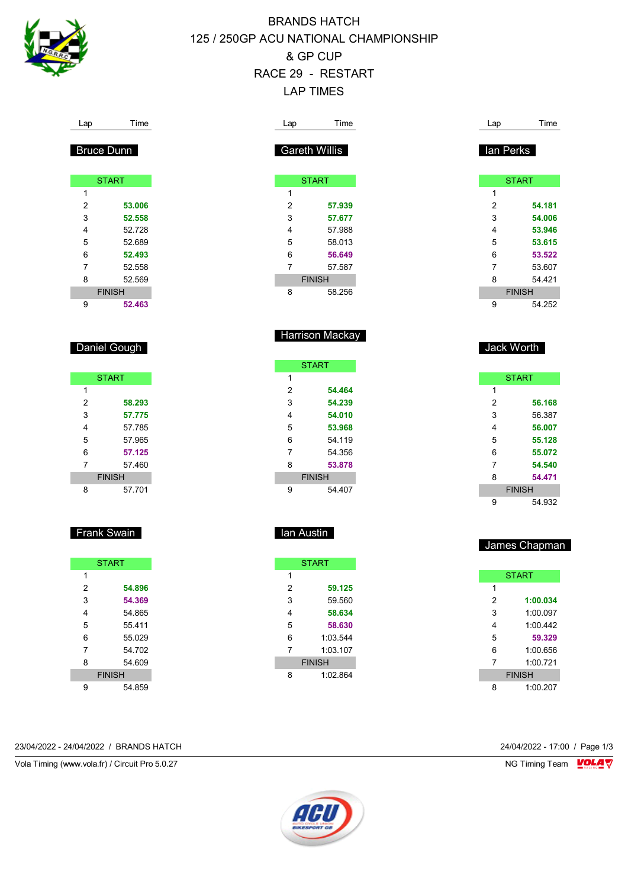# BRANDS HATCH
## 125 / 250GP ACU NATIONAL CHAMPIONSHIP
## & GP CUP
## RACE 29 - RESTART
## LAP TIMES

### Bruce Dunn

| Lap | Time |
|---|---|
| START | |
| 1 | |
| 2 | **53.006** |
| 3 | **52.558** |
| 4 | 52.728 |
| 5 | 52.689 |
| 6 | **52.493** |
| 7 | 52.558 |
| 8 | 52.569 |
| FINISH | |
| 9 | **52.463** |

### Gareth Willis

| Lap | Time |
|---|---|
| START | |
| 1 | |
| 2 | **57.939** |
| 3 | **57.677** |
| 4 | 57.988 |
| 5 | 58.013 |
| 6 | **56.649** |
| 7 | 57.587 |
| FINISH | |
| 8 | 58.256 |

### Ian Perks

| Lap | Time |
|---|---|
| START | |
| 1 | |
| 2 | **54.181** |
| 3 | **54.006** |
| 4 | **53.946** |
| 5 | **53.615** |
| 6 | **53.522** |
| 7 | 53.607 |
| 8 | 54.421 |
| FINISH | |
| 9 | 54.252 |

### Daniel Gough

| Lap | Time |
|---|---|
| START | |
| 1 | |
| 2 | **58.293** |
| 3 | **57.775** |
| 4 | 57.785 |
| 5 | 57.965 |
| 6 | **57.125** |
| 7 | 57.460 |
| FINISH | |
| 8 | 57.701 |

### Harrison Mackay

| Lap | Time |
|---|---|
| START | |
| 1 | |
| 2 | **54.464** |
| 3 | **54.239** |
| 4 | **54.010** |
| 5 | **53.968** |
| 6 | 54.119 |
| 7 | 54.356 |
| 8 | **53.878** |
| FINISH | |
| 9 | 54.407 |

### Jack Worth

| Lap | Time |
|---|---|
| START | |
| 1 | |
| 2 | **56.168** |
| 3 | 56.387 |
| 4 | **56.007** |
| 5 | **55.128** |
| 6 | **55.072** |
| 7 | **54.540** |
| 8 | **54.471** |
| FINISH | |
| 9 | 54.932 |

### Frank Swain

| Lap | Time |
|---|---|
| START | |
| 1 | |
| 2 | **54.896** |
| 3 | **54.369** |
| 4 | 54.865 |
| 5 | 55.411 |
| 6 | 55.029 |
| 7 | 54.702 |
| 8 | 54.609 |
| FINISH | |
| 9 | 54.859 |

### Ian Austin

| Lap | Time |
|---|---|
| START | |
| 1 | |
| 2 | **59.125** |
| 3 | 59.560 |
| 4 | **58.634** |
| 5 | **58.630** |
| 6 | 1:03.544 |
| 7 | 1:03.107 |
| FINISH | |
| 8 | 1:02.864 |

### James Chapman

| Lap | Time |
|---|---|
| START | |
| 1 | |
| 2 | **1:00.034** |
| 3 | 1:00.097 |
| 4 | 1:00.442 |
| 5 | **59.329** |
| 6 | 1:00.656 |
| 7 | 1:00.721 |
| FINISH | |
| 8 | 1:00.207 |

23/04/2022 - 24/04/2022 / BRANDS HATCH

24/04/2022 - 17:00

Vola Timing (www.vola.fr) / Circuit Pro 5.0.27

NG Timing Team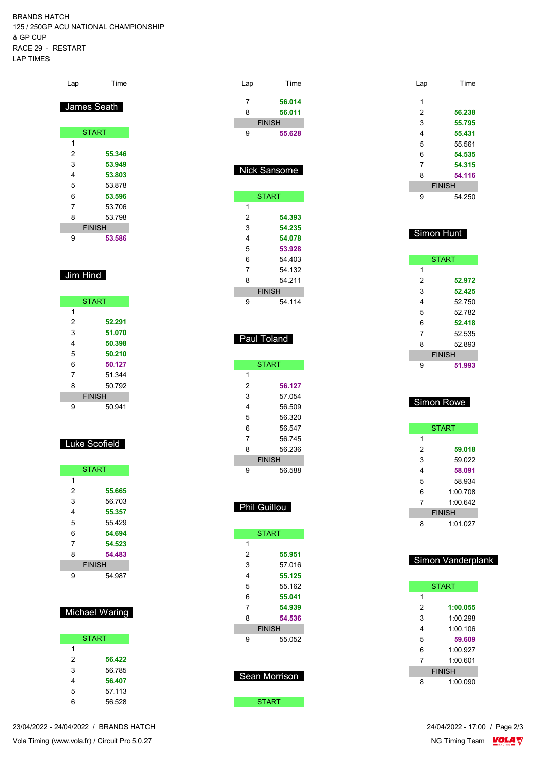BRANDS HATCH
125 / 250GP ACU NATIONAL CHAMPIONSHIP
& GP CUP
RACE 29 - RESTART
LAP TIMES

## James Seath

| Lap | Time |
|---|---|
| START | |
| 1 | |
| 2 | **55.346** |
| 3 | **53.949** |
| 4 | **53.803** |
| 5 | 53.878 |
| 6 | **53.596** |
| 7 | 53.706 |
| 8 | 53.798 |
| FINISH | |
| 9 | **53.586** |

## Jim Hind

| Lap | Time |
|---|---|
| START | |
| 1 | |
| 2 | **52.291** |
| 3 | **51.070** |
| 4 | **50.398** |
| 5 | **50.210** |
| 6 | **50.127** |
| 7 | 51.344 |
| 8 | 50.792 |
| FINISH | |
| 9 | 50.941 |

## Luke Scofield

| Lap | Time |
|---|---|
| START | |
| 1 | |
| 2 | **55.665** |
| 3 | 56.703 |
| 4 | **55.357** |
| 5 | 55.429 |
| 6 | **54.694** |
| 7 | **54.523** |
| 8 | **54.483** |
| FINISH | |
| 9 | 54.987 |

## Michael Waring

| Lap | Time |
|---|---|
| START | |
| 1 | |
| 2 | **56.422** |
| 3 | 56.785 |
| 4 | **56.407** |
| 5 | 57.113 |
| 6 | 56.528 |
| 7 | **56.014** |
| 8 | **56.011** |
| FINISH | |
| 9 | **55.628** |

## Nick Sansome

| Lap | Time |
|---|---|
| START | |
| 1 | |
| 2 | **54.393** |
| 3 | **54.235** |
| 4 | **54.078** |
| 5 | **53.928** |
| 6 | 54.403 |
| 7 | 54.132 |
| 8 | 54.211 |
| FINISH | |
| 9 | 54.114 |

## Paul Toland

| Lap | Time |
|---|---|
| START | |
| 1 | |
| 2 | **56.127** |
| 3 | 57.054 |
| 4 | 56.509 |
| 5 | 56.320 |
| 6 | 56.547 |
| 7 | 56.745 |
| 8 | 56.236 |
| FINISH | |
| 9 | 56.588 |

## Phil Guillou

| Lap | Time |
|---|---|
| START | |
| 1 | |
| 2 | **55.951** |
| 3 | 57.016 |
| 4 | **55.125** |
| 5 | 55.162 |
| 6 | **55.041** |
| 7 | **54.939** |
| 8 | **54.536** |
| FINISH | |
| 9 | 55.052 |

## Sean Morrison

| Lap | Time |
|---|---|
| START | |
| 1 | |
| 2 | **56.238** |
| 3 | **55.795** |
| 4 | **55.431** |
| 5 | 55.561 |
| 6 | **54.535** |
| 7 | **54.315** |
| 8 | **54.116** |
| FINISH | |
| 9 | 54.250 |

## Simon Hunt

| Lap | Time |
|---|---|
| START | |
| 1 | |
| 2 | **52.972** |
| 3 | **52.425** |
| 4 | 52.750 |
| 5 | 52.782 |
| 6 | **52.418** |
| 7 | 52.535 |
| 8 | 52.893 |
| FINISH | |
| 9 | **51.993** |

## Simon Rowe

| Lap | Time |
|---|---|
| START | |
| 1 | |
| 2 | **59.018** |
| 3 | 59.022 |
| 4 | **58.091** |
| 5 | 58.934 |
| 6 | 1:00.708 |
| 7 | 1:00.642 |
| FINISH | |
| 8 | 1:01.027 |

## Simon Vanderplank

| Lap | Time |
|---|---|
| START | |
| 1 | |
| 2 | **1:00.055** |
| 3 | 1:00.298 |
| 4 | 1:00.106 |
| 5 | **59.609** |
| 6 | 1:00.927 |
| 7 | 1:00.601 |
| FINISH | |
| 8 | 1:00.090 |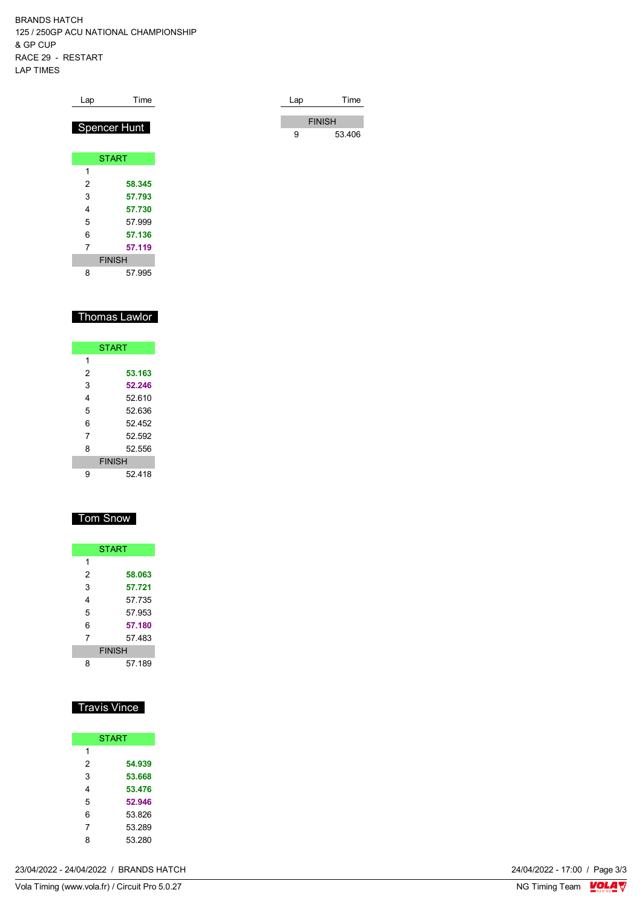BRANDS HATCH
125 / 250GP ACU NATIONAL CHAMPIONSHIP
& GP CUP
RACE 29 - RESTART
LAP TIMES

## Spencer Hunt

| Lap | Time |
|---|---|
| START | |
| 1 | |
| 2 | **58.345** |
| 3 | **57.793** |
| 4 | **57.730** |
| 5 | 57.999 |
| 6 | **57.136** |
| 7 | **57.119** |
| FINISH | |
| 8 | 57.995 |

## Thomas Lawlor

| Lap | Time |
|---|---|
| START | |
| 1 | |
| 2 | **53.163** |
| 3 | **52.246** |
| 4 | 52.610 |
| 5 | 52.636 |
| 6 | 52.452 |
| 7 | 52.592 |
| 8 | 52.556 |
| FINISH | |
| 9 | 52.418 |

## Tom Snow

| Lap | Time |
|---|---|
| START | |
| 1 | |
| 2 | **58.063** |
| 3 | **57.721** |
| 4 | 57.735 |
| 5 | 57.953 |
| 6 | **57.180** |
| 7 | 57.483 |
| FINISH | |
| 8 | 57.189 |

## Travis Vince

| Lap | Time |
|---|---|
| START | |
| 1 | |
| 2 | **54.939** |
| 3 | **53.668** |
| 4 | **53.476** |
| 5 | **52.946** |
| 6 | 53.826 |
| 7 | 53.289 |
| 8 | 53.280 |
| FINISH | |
| 9 | 53.406 |

23/04/2022 - 24/04/2022 / BRANDS HATCH

Vola Timing (www.vola.fr) / Circuit Pro 5.0.27

24/04/2022 - 17:00

NG Timing Team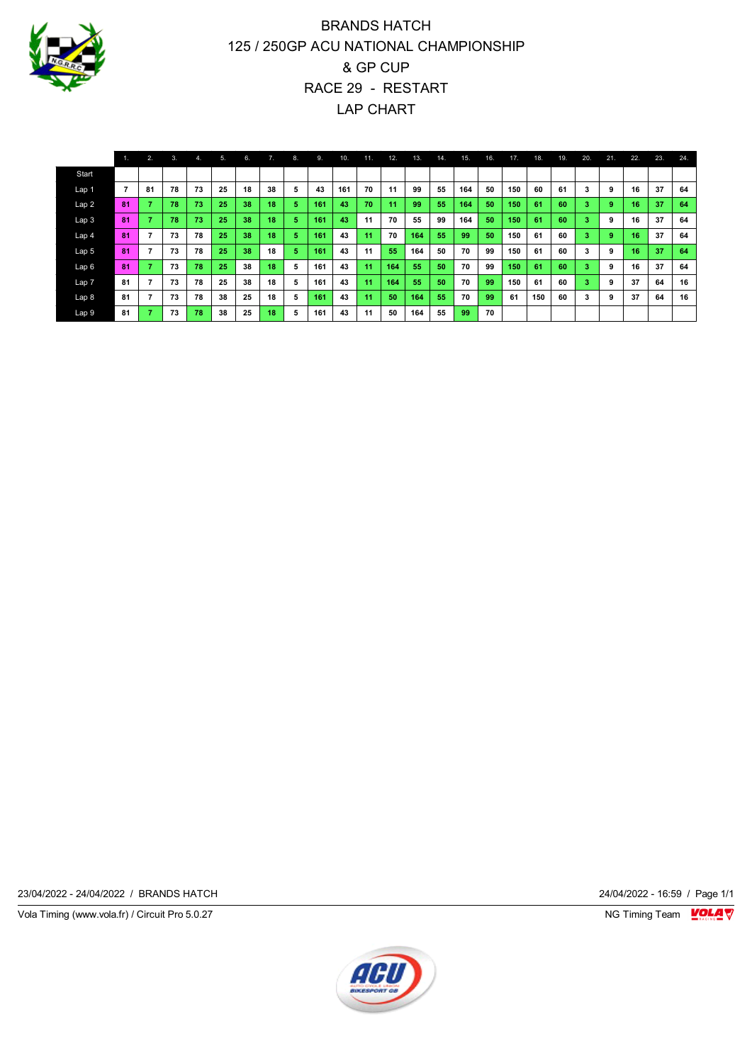# BRANDS HATCH

## 125 / 250GP ACU NATIONAL CHAMPIONSHIP

## & GP CUP

## RACE 29 - RESTART

## LAP CHART

| | 1. | 2. | 3. | 4. | 5. | 6. | 7. | 8. | 9. | 10. | 11. | 12. | 13. | 14. | 15. | 16. | 17. | 18. | 19. | 20. | 21. | 22. | 23. | 24. |
|---|---|---|---|---|---|---|---|---|---|---|---|---|---|---|---|---|---|---|---|---|---|---|---|---|
| Start | | | | | | | | | | | | | | | | | | | | | | | | |
| Lap 1 | 7 | 81 | 78 | 73 | 25 | 18 | 38 | 5 | 43 | 161 | 70 | 11 | 99 | 55 | 164 | 50 | 150 | 60 | 61 | 3 | 9 | 16 | 37 | 64 |
| Lap 2 | 81 | 7 | 78 | 73 | 25 | 38 | 18 | 5 | 161 | 43 | 70 | 11 | 99 | 55 | 164 | 50 | 150 | 61 | 60 | 3 | 9 | 16 | 37 | 64 |
| Lap 3 | 81 | 7 | 78 | 73 | 25 | 38 | 18 | 5 | 161 | 43 | 11 | 70 | 55 | 99 | 164 | 50 | 150 | 61 | 60 | 3 | 9 | 16 | 37 | 64 |
| Lap 4 | 81 | 7 | 73 | 78 | 25 | 38 | 18 | 5 | 161 | 43 | 11 | 70 | 164 | 55 | 99 | 50 | 150 | 61 | 60 | 3 | 9 | 16 | 37 | 64 |
| Lap 5 | 81 | 7 | 73 | 78 | 25 | 38 | 18 | 5 | 161 | 43 | 11 | 55 | 164 | 50 | 70 | 99 | 150 | 61 | 60 | 3 | 9 | 16 | 37 | 64 |
| Lap 6 | 81 | 7 | 73 | 78 | 25 | 38 | 18 | 5 | 161 | 43 | 11 | 164 | 55 | 50 | 70 | 99 | 150 | 61 | 60 | 3 | 9 | 16 | 37 | 64 |
| Lap 7 | 81 | 7 | 73 | 78 | 25 | 38 | 18 | 5 | 161 | 43 | 11 | 164 | 55 | 50 | 70 | 99 | 150 | 61 | 60 | 3 | 9 | 37 | 64 | 16 |
| Lap 8 | 81 | 7 | 73 | 78 | 38 | 25 | 18 | 5 | 161 | 43 | 11 | 50 | 164 | 55 | 70 | 99 | 61 | 150 | 60 | 3 | 9 | 37 | 64 | 16 |
| Lap 9 | 81 | 7 | 73 | 78 | 38 | 25 | 18 | 5 | 161 | 43 | 11 | 50 | 164 | 55 | 99 | 70 | | | | | | | | |

23/04/2022 - 24/04/2022 / BRANDS HATCH

24/04/2022 - 16:59

Vola Timing (www.vola.fr) / Circuit Pro 5.0.27

NG Timing Team